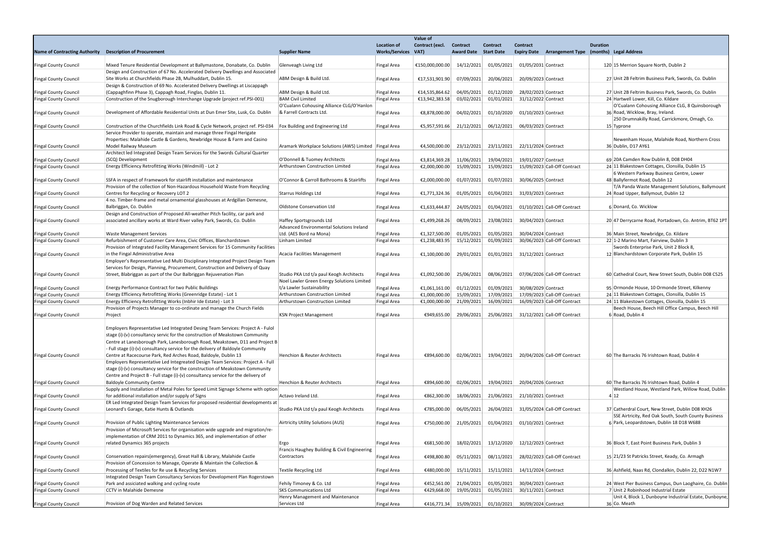| Name of Contracting Authority | Description of Procurement | Supplier Name | Location of Works/Services | Value of Contract (excl. VAT) | Contract Award Date | Contract Start Date | Contract Expiry Date | Arrangement Type | Duration (months) | Legal Address |
|---|---|---|---|---|---|---|---|---|---|---|
| Fingal County Council | Mixed Tenure Residential Development at Ballymastone, Donabate, Co. Dublin | Glenveagh Living Ltd | Fingal Area | €150,000,000.00 | 14/12/2021 | 01/05/2021 | 01/05/2031 | Contract | 120 | 15 Merrion Square North, Dublin 2 |
| Fingal County Council | Design and Construction of 67 No. Accelerated Delivery Dwellings and Associated Site Works at Churchfields Phase 2B, Mulhuddart, Dublin 15. | ABM Design & Build Ltd. | Fingal Area | €17,531,901.90 | 07/09/2021 | 20/06/2021 | 20/09/2023 | Contract | 27 | Unit 2B Feltrim Business Park, Swords, Co. Dublin |
| Fingal County Council | Design & Construction of 69 No. Accelerated Delivery Dwellings at Liscappagh (Cappaghfinn Phase 3), Cappagh Road, Finglas, Dublin 11. | ABM Design & Build Ltd. | Fingal Area | €14,535,864.62 | 04/05/2021 | 01/12/2020 | 28/02/2023 | Contract | 27 | Unit 2B Feltrim Business Park, Swords, Co. Dublin |
| Fingal County Council | Construction of the Snugborough Interchange Upgrade (project ref.PSI-001) | BAM Civil Limited | Fingal Area | €13,942,383.58 | 03/02/2021 | 01/01/2021 | 31/12/2022 | Contract | 24 | Hartwell Lower, Kill, Co. Kildare |
| Fingal County Council | Development of Affordable Residential Units at Dun Emer Site, Lusk, Co. Dublin | O'Cualann Cohousing Alliance CLG/O'Hanlon & Farrell Contracts Ltd. | Fingal Area | €8,878,000.00 | 04/02/2021 | 01/10/2020 | 01/10/2023 | Contract | 36 | O'Cualann Cohousing Alliance CLG, 8 Quinsborough Road, Wicklow, Bray, Ireland. |
| Fingal County Council | Construction of the Churchfields Link Road & Cycle Network, project ref. PSI-034 | Fox Building and Engineering Ltd | Fingal Area | €5,957,591.66 | 21/12/2021 | 06/12/2021 | 06/03/2023 | Contract | 15 | 250 Drumnakilly Road, Carrickmore, Omagh, Co. Typrone |
| Fingal County Council | Service Provider to operate, maintain and manage three Fingal Herigate Properties: Malahide Castle & Gardens, Newbridge House & Farm and Casino Model Railway Museum | Aramark Workplace Solutions (AWS) Limited | Fingal Area | €4,500,000.00 | 23/12/2021 | 23/11/2021 | 22/11/2024 | Contract | 36 | Newenham House, Malahide Road, Northern Cross Dublin, D17 AY61 |
| Fingal County Council | Architect led Integrated Design Team Services for the Swords Cultural Quarter (SCQ) Development | O'Donnell & Tuomey Architects | Fingal Area | €3,814,369.28 | 11/06/2021 | 19/04/2021 | 19/01/2027 | Contract | 69 | 20A Camden Row Dublin 8, D08 DH04 |
| Fingal County Council | Energy Efficiency Retrofitting Works (Windmill) - Lot 2 | Arthurstown Construction Limited | Fingal Area | €2,000,000.00 | 15/09/2021 | 15/09/2021 | 15/09/2023 | Call-Off Contract | 24 | 11 Blakestown Cottages, Clonsilla, Dublin 15 |
| Fingal County Council | SSFA in respect of Framework for stairlift installation and maintenance | O'Connor & Carroll Bathrooms & Stairlifts | Fingal Area | €2,000,000.00 | 01/07/2021 | 01/07/2021 | 30/06/2025 | Contract | 48 | 6 Western Parkway Business Centre, Lower Ballyfermot Road, Dublin 12 |
| Fingal County Council | Provision of the collection of Non-Hazardous Household Waste from Recycling Centres for Recycling or Recovery LOT 2 | Starrus Holdings Ltd | Fingal Area | €1,771,324.36 | 01/05/2021 | 01/04/2021 | 31/03/2023 | Contract | 24 | T/A Panda Waste Management Solutions, Ballymount Road Upper, Ballymout, Dublin 12 |
| Fingal County Council | 4 no. Timber-frame and metal ornamental glasshouses at Ardgillan Demesne, Balbriggan, Co. Dublin | Oldstone Conservation Ltd | Fingal Area | €1,633,444.87 | 24/05/2021 | 01/04/2021 | 01/10/2021 | Call-Off Contract | 6 | Donard, Co. Wicklow |
| Fingal County Council | Design and Construction of Proposed All-weather Pitch facility, car park and associated ancillary works at Ward River valley Park, Swords, Co. Dublin | Haffey Sportsgrounds Ltd | Fingal Area | €1,499,268.26 | 08/09/2021 | 23/08/2021 | 30/04/2023 | Contract | 20 | 47 Derrycarne Road, Portadown, Co. Antrim, BT62 1PT |
| Fingal County Council | Waste Management Services | Advanced Environmental Solutions Ireland Ltd. (AES Bord na Mona) | Fingal Area | €1,327,500.00 | 01/05/2021 | 01/05/2021 | 30/04/2024 | Contract | 36 | Main Street, Newbridge, Co. Kildare |
| Fingal County Council | Refurbishment of Customer Care Area, Civic Offices, Blanchardstown | Linham Limited | Fingal Area | €1,238,483.95 | 15/12/2021 | 01/09/2021 | 30/06/2023 | Call-Off Contract | 22 | 1-2 Marino Mart, Fairview, Dublin 3 |
| Fingal County Council | Provision of Integrated Facility Management Services for 15 Community Facilities in the Fingal Administrative Area | Acacia Facilities Management | Fingal Area | €1,100,000.00 | 29/01/2021 | 01/01/2021 | 31/12/2021 | Contract | 12 | Swords Enterprise Park, Unit 2 Block 8, Blanchardstown Corporate Park, Dublin 15 |
| Fingal County Council | Employer's Representative Led Multi Disciplinary Integrated Project Design Team Services for Design, Planning, Procurement, Construction and Delivery of Quay Street, Balbriggan as part of the Our Balbriggan Rejuvenation Plan | Studio PKA Ltd t/a paul Keogh Architects | Fingal Area | €1,092,500.00 | 25/06/2021 | 08/06/2021 | 07/06/2026 | Call-Off Contract | 60 | Cathedral Court, New Street South, Dublin D08 C525 |
| Fingal County Council | Energy Performance Contract for two Public Buildings | Noel Lawler Green Energy Solutions Limited t/a Lawler Sustainability | Fingal Area | €1,061,161.00 | 01/12/2021 | 01/09/2021 | 30/08/2029 | Contract | 95 | Ormonde House, 10 Ormonde Street, Kilkenny |
| Fingal County Council | Energy Efficiency Retrofitting Works (Greenridge Estate) - Lot 1 | Arthurstown Construction Limited | Fingal Area | €1,000,000.00 | 15/09/2021 | 17/09/2021 | 17/09/2023 | Call-Off Contract | 24 | 11 Blakestown Cottages, Clonsilla, Dublin 15 |
| Fingal County Council | Energy Efficiency Retrofitting Works (Inbhir Ide Estate) - Lot 3 | Arthurstown Construction Limited | Fingal Area | €1,000,000.00 | 21/09/2021 | 16/09/2021 | 16/09/2023 | Call-Off Contract | 24 | 11 Blakestown Cottages, Clonsilla, Dublin 15 |
| Fingal County Council | Provision of Projects Manager to co-ordinate and manage the Church Fields Project | KSN Project Management | Fingal Area | €949,655.00 | 29/06/2021 | 25/06/2021 | 31/12/2021 | Call-Off Contract | 6 | Beech House, Beech Hill Office Campus, Beech Hill Road, Dublin 4 |
| Fingal County Council | Employers Representative Led Integrated Desing Team Services: Project A - Fulol stage (i)-(v) consultancy servic for the construction of Meakstown Community Centre at Lanesborough Park, Lanesborough Road, Meakstown, D11 and Project B - Full stage (i)-(v) consultancy service for the delivery of Baldoyle Community Centre at Racecourse Park, Red Arches Road, Baldoyle, Dublin 13 | Henchion & Reuter Architects | Fingal Area | €894,600.00 | 02/06/2021 | 19/04/2021 | 20/04/2026 | Call-Off Contract | 60 | The Barracks 76 Irishtown Road, Dublin 4 |
| Fingal County Council | Employers Representative Led Integreated Design Team Services: Project A - Full stage (i)-(v) consultancy service for the construction of Meakstown Community Centre and Project B - Full stage (i)-(v) consultancy service for the delivery of Baldoyle Community Centre | Henchion & Reuter Architects | Fingal Area | €894,600.00 | 02/06/2021 | 19/04/2021 | 20/04/2026 | Contract | 60 | The Barracks 76 Irishtown Road, Dublin 4 |
| Fingal County Council | Supply and Installation of Metal Poles for Speed Limit Signage Scheme with option for additional installation and/or supply of Signs | Actavo Ireland Ltd. | Fingal Area | €862,300.00 | 18/06/2021 | 21/06/2021 | 21/10/2021 | Contract | 4 | Westland House, Westland Park, Willow Road, Dublin 12 |
| Fingal County Council | ER Led Integrated Design Team Services for proposed residential developments at Leonard's Garage, Katie Hunts & Outlands | Studio PKA Ltd t/a paul Keogh Architects | Fingal Area | €785,000.00 | 06/05/2021 | 26/04/2021 | 31/05/2024 | Call-Off Contract | 37 | Catherdral Court, New Street, Dublin D08 XH26 |
| Fingal County Council | Provision of Public Lighting Maintenance Services | Airtricity Utility Solutions (AUS) | Fingal Area | €750,000.00 | 21/05/2021 | 01/04/2021 | 01/10/2021 | Contract | 6 | SSE Airtricity, Red Oak South, South County Business Park, Leopardstown, Dublin 18 D18 W688 |
| Fingal County Council | Provision of Microsoft Services for organisation wide upgrade and migration/re-implementation of CRM 2011 to Dynamics 365, and implementation of other related Dynamics 365 projects | Ergo | Fingal Area | €681,500.00 | 18/02/2021 | 13/12/2020 | 12/12/2023 | Contract | 36 | Block T, East Point Business Park, Dublin 3 |
| Fingal County Council | Conservation repairs(emergency), Great Hall & Library, Malahide Castle | Francis Haughey Building & Civil Engineering Contractors | Fingal Area | €498,800.80 | 05/11/2021 | 08/11/2021 | 28/02/2023 | Call-Off Contract | 15 | 21/23 St Patricks Street, Keady, Co. Armagh |
| Fingal County Council | Provision of Concession to Manage, Operate & Maintain the Collection & Processing of Textiles for Re use & Recycling Services | Textile Recycling Ltd | Fingal Area | €480,000.00 | 15/11/2021 | 15/11/2021 | 14/11/2024 | Contract | 36 | Ashfield, Naas Rd, Clondalkin, Dublin 22, D22 N1W7 |
| Fingal County Council | Integrated Design Team Consultancy Services for Development Plan Rogerstown Park and assiciated walking and cycling route | Fehily Timoney & Co. Ltd | Fingal Area | €452,561.00 | 21/04/2021 | 01/05/2021 | 30/04/2023 | Contract | 24 | West Pier Business Campus, Dun Laoghaire, Co. Dublin |
| Fingal County Council | CCTV in Malahide Demesne | SKS Communications Ltd | Fingal Area | €429,668.00 | 19/05/2021 | 01/05/2021 | 30/11/2021 | Contract | 7 | Unit 2 Robinhood Industrial Estate |
| Fingal County Council | Provision of Dog Warden and Related Services | Henry Management and Maintenance Services Ltd | Fingal Area | €416,771.34 | 15/09/2021 | 01/10/2021 | 30/09/2024 | Contract | 36 | Unit 4, Block 1, Dunboyne Industrial Estate, Dunboyne, Co. Meath |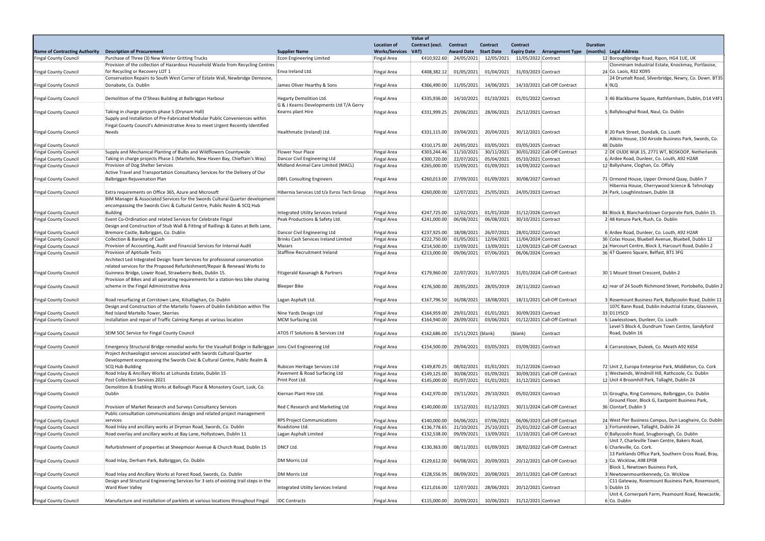| Name of Contracting Authority | Description of Procurement | Supplier Name | Location of Works/Services | Value of Contract (excl. VAT) | Contract Award Date | Contract Start Date | Contract Expiry Date | Arrangement Type | Duration (months) | Legal Address |
|---|---|---|---|---|---|---|---|---|---|---|
| Fingal County Council | Purchase of Three (3) New Winter Gritting Trucks | Econ Engineering Limited | Fingal Area | €410,922.60 | 24/05/2021 | 12/05/2021 | 11/05/2022 | Contract | 12 | Boroughbridge Road, Ripon, HG4 1UE, UK |
| Fingal County Council | Provision of the collection of Hazardous Household Waste from Recycling Centres for Recycling or Recovery LOT 1 | Enva Ireland Ltd. | Fingal Area | €408,382.12 | 01/05/2021 | 01/04/2021 | 31/03/2023 | Contract | 24 | Clonminam Industrial Estate, Knockmay, Portlaoise, Co. Laois, R32 XD95 |
| Fingal County Council | Conservation Repairs to South West Corner of Estate Wall, Newbridge Demesne, Donabate, Co. Dublin | James Oliver Hearthy & Sons | Fingal Area | €366,490.00 | 11/05/2021 | 14/06/2021 | 14/10/2021 | Call-Off Contract | 4 | 24 Drumalt Road, Silverbridge, Newry, Co. Down. BT35 9LQ |
| Fingal County Council | Demolition of the O'Sheas Building at Balbriggan Harbour | Hegarty Demolition Ltd. | Fingal Area | €335,936.00 | 14/10/2021 | 01/10/2021 | 01/01/2022 | Contract | 3 | 46 Blackburne Square, Rathfarnham, Dublin, D14 V4F1 |
| Fingal County Council | Taking in charge projects phase 5 (Drynam Hall) | G & J Kearns Developments Ltd T/A Gerry Kearns plant Hire | Fingal Area | €331,999.25 | 29/06/2021 | 28/06/2021 | 25/12/2021 | Contract | 5 | Ballyboughal Road, Naul, Co. Dublin |
| Fingal County Council | Supply and Installation of Pre-Fabricated Modular Public Conveniences within Fingal County Council's Administrative Area to meet Urgent Recently Identified Needs | Healthmatic (Ireland) Ltd. | Fingal Area | €331,115.00 | 19/04/2021 | 20/04/2021 | 30/12/2021 | Contract | 8 | 20 Park Street, Dundalk, Co. Louth |
| Fingal County Council | | | | €310,175.00 | 24/05/2021 | 03/05/2021 | 03/05/2025 | Contract | 48 | Atkins House, 150 Airside Business Park, Swords, Co. Dublin |
| Fingal County Council | Supply and Mechanical Planting of Bulbs and Wildflowers Countywide | Flower Your Place | Fingal Area | €303,244.46 | 11/10/2021 | 30/11/2021 | 30/01/2022 | Call-Off Contract | 2 | DE OUDE WijK 15, 2771 WT, BOSKOOP, Netherlands |
| Fingal County Council | Taking in charge projects Phase 1 (Martello, New Haven Bay, Chieftain's Way) | Dancor Civil Engineering Ltd | Fingal Area | €300,720.00 | 22/07/2021 | 05/04/2021 | 05/10/2021 | Contract | 6 | Ardee Road, Dunleer, Co. Louth, A92 H2AR |
| Fingal County Council | Provision of Dog Shelter Services | Midland Animal Care Limited (MACL) | Fingal Area | €265,000.00 | 15/09/2021 | 01/09/2021 | 14/09/2022 | Contract | 12 | Ballyshane, Cloghan, Co. Offaly |
| Fingal County Council | Active Travel and Transportation Consultancy Services for the Delivery of Our Balbriggan Rejuvenation Plan | DBFL Consulting Engineers | Fingal Area | €260,013.00 | 27/09/2021 | 01/09/2021 | 30/08/2027 | Contract | 71 | Ormond House, Upper Ormond Quay, Dublin 7 |
| Fingal County Council | Extra requirements on Office 365, Azure and Microsoft | Hibernia Services Ltd t/a Evros Tech Group | Fingal Area | €260,000.00 | 12/07/2021 | 25/05/2021 | 24/05/2023 | Contract | 24 | Hibernia House, Cherrywood Science & Tehnology Park, Loughlinstown, Dublin 18 |
| Fingal County Council | BIM Manager & Associated Services for the Swords Cultural Quarter development encompassing the Swords Civic & Cultural Centre, Public Realm & SCQ Hub Building | Integrated Utility Services Ireland | Fingal Area | €247,725.00 | 12/02/2021 | 01/01/2020 | 31/12/2026 | Contract | 84 | Block 8, Blanchardstown Corporate Park, Dublin 15. |
| Fingal County Council | Event Co-Ordination and related Services for Celebrate Fingal | Peak Productions & Safety Ltd. | Fingal Area | €241,000.00 | 06/08/2021 | 06/08/2021 | 30/10/2021 | Contract | 2 | 48 Kenure Park, Rush, Co. Dublin |
| Fingal County Council | Design and Construction of Stub Wall & Fitting of Raillings & Gates at Bells Lane, Bremore Castle, Balbriggan, Co. Dublin | Dancor Civil Engineering Ltd | Fingal Area | €237,925.00 | 18/08/2021 | 26/07/2021 | 28/01/2022 | Contract | 6 | Ardee Road, Dunleer, Co. Louth, A92 H2AR |
| Fingal County Council | Collection & Banking of Cash | Brinks Cash Services Ireland Limited | Fingal Area | €222,750.00 | 01/05/2021 | 12/04/2021 | 11/04/2024 | Contract | 36 | Colas House, Bluebell Avenue, Bluebell, Dublin 12 |
| Fingal County Council | Provision of Accounting, Audit and Financial Services for Internal Audit | Mazars | Fingal Area | €214,500.00 | 13/09/2021 | 13/09/2021 | 12/09/2023 | Call-Off Contract | 24 | Harcourt Centre, Block 3, Harcourt Road, Dublin 2 |
| Fingal County Council | Provision of Aptitude Tests | Staffline Recruitment Ireland | Fingal Area | €213,000.00 | 09/06/2021 | 07/06/2021 | 06/06/2024 | Contract | 36 | 47 Queens Square, Belfast, BT1 3FG |
| Fingal County Council | Architect Led Integrated Design Team Services for professional conservation related services for the Proposed Refurbishment/Repair & Renewal Works to Guinness Bridge, Lower Road, Strawberry Beds, Dublin 15. | Fitzgerald Kavanagh & Partners | Fingal Area | €179,960.00 | 22/07/2021 | 31/07/2021 | 31/01/2024 | Call-Off Contract | 30 | 1 Mount Street Crescent, Dublin 2 |
| Fingal County Council | Provision of Bikes and all operating requirements for a station-less bike sharing scheme in the Fingal Administrative Area | Bleeper Bike | Fingal Area | €176,500.00 | 28/05/2021 | 28/05/2019 | 28/11/2022 | Contract | 42 | rear of 24 South Richmond Street, Portobello, Dublin 2 |
| Fingal County Council | Road resurfacing at Corrstown Lane, Kilsallaghan, Co. Dublin | Lagan Asphalt Ltd. | Fingal Area | €167,796.50 | 16/08/2021 | 18/08/2021 | 18/11/2021 | Call-Off Contract | 3 | Rosemount Business Park, Ballycoolin Road, Dublin 11 |
| Fingal County Council | Design and Construction of the Martello Towers of Dublin Exhibition within The Red Island Martello Tower, Skerries | Nine Yards Design Ltd | Fingal Area | €164,959.00 | 29/01/2021 | 01/01/2021 | 30/09/2023 | Contract | 33 | 107C Bann Road, Dublin Industrial Estate, Glasnevin, D11Y5CD |
| Fingal County Council | Installation and repair of Traffic Calming Ramps at various location | MCM Surfacing Ltd. | Fingal Area | €164,940.00 | 28/09/2021 | 03/06/2021 | 01/12/2021 | Call-Off Contract | 5 | Lawlesstown, Dunleer, Co. Louth |
| Fingal County Council | SEIM SOC Service for Fingal County Council | ATOS IT Solutions & Services Ltd | Fingal Area | €162,686.00 | 15/11/2021 | (blank) | (blank) | Contract | | Level 5 Block 4, Dundrum Town Centre, Sandyford Road, Dublin 16 |
| Fingal County Council | Emergency Structural Bridge remedial works for the Vauxhall Bridge in Balbriggan | Jons Civil Engineering Ltd | Fingal Area | €154,500.00 | 29/04/2021 | 03/05/2021 | 03/09/2021 | Contract | 4 | Carranstown, Duleek, Co. Meath A92 K654 |
| Fingal County Council | Project Archaeologist services associated with Swords Cultural Quarter Development ecompassing the Swords Civic & Cultural Centre, Public Realm & SCQ Hub Building | Rubicon Heritage Services Ltd | Fingal Area | €149,870.25 | 08/02/2021 | 01/01/2021 | 31/12/2026 | Contract | 72 | Unit 2, Europa Enterprise Park, Middleton, Co. Cork |
| Fingal County Council | Road Inlay & Ancillary Works at Lohunda Estate, Dublin 15 | Pavement & Road Surfacing Ltd | Fingal Area | €149,125.00 | 30/08/2021 | 01/09/2021 | 30/09/2021 | Call-Off Contract | 1 | Westwinds, Windmill Hill, Rathcoole, Co. Dublin |
| Fingal County Council | Post Collection Services 2021 | Print Post Ltd. | Fingal Area | €145,000.00 | 05/07/2021 | 01/01/2021 | 31/12/2021 | Contract | 12 | Unit 4 Broomhill Park, Tallaght, Dublin 24 |
| Fingal County Council | Demolition & Enabling Works at Ballough Place & Monastery Court, Lusk, Co. Dublin | Kiernan Plant Hire Ltd. | Fingal Area | €142,970.00 | 19/11/2021 | 29/10/2021 | 05/02/2023 | Contract | 15 | Grougha, Ring Commons, Balbriggan, Co. Dublin |
| Fingal County Council | Provision of Market Research and Surveys Consultancy Services | Red C Research and Marketing Ltd | Fingal Area | €140,000.00 | 13/12/2021 | 01/12/2021 | 30/11/2024 | Call-Off Contract | 36 | Ground Floor, Block G, Eastpoint Business Park, Clontarf, Dublin 3 |
| Fingal County Council | Public consultation communications design and related project management services | RPS Project Communications | Fingal Area | €140,000.00 | 04/06/2021 | 07/06/2021 | 06/06/2023 | Call-Off Contract | 24 | West Pier Business Campus, Dun Laoghaire, Co. Dublin |
| Fingal County Council | Road Inlay and ancillary works at Dryman Road, Swords, Co. Dublin | Roadstone Ltd. | Fingal Area | €136,778.65 | 21/10/2021 | 25/10/2021 | 25/01/2022 | Call-Off Contract | 3 | Fortunestown, Tallaght, Dublin 24 |
| Fingal County Council | Road overlay and ancillary works at Bay Lane, Hollystown, Dublin 11 | Lagan Asphalt Limited | Fingal Area | €132,538.00 | 09/09/2021 | 13/09/2021 | 11/10/2021 | Call-Off Contract | 0 | Ballycoolin Road, Snugborough, Co. Dublin |
| Fingal County Council | Refurbishment of properties at Sheepmoor Avenue & Church Road, Dublin 15 | DNCF Ltd. | Fingal Area | €130,363.00 | 08/11/2021 | 01/09/2021 | 28/02/2022 | Call-Off Contract | 6 | Unit 7, Charleville Town Centre, Bakers Road, Charleville, Co. Cork. |
| Fingal County Council | Road Inlay, Derham Park, Balbriggan, Co. Dublin | DM Morris Ltd | Fingal Area | €129,612.00 | 04/08/2021 | 20/09/2021 | 20/12/2021 | Call-Off Contract | 3 | 13 Parklands Office Park, Southern Cross Road, Bray, Co. Wicklow, A98 EP08 |
| Fingal County Council | Road Inlay and Ancillary Works at Forest Road, Swords, Co. Dublin | DM Morris Ltd | Fingal Area | €128,556.95 | 08/09/2021 | 20/08/2021 | 20/11/2021 | Call-Off Contract | 3 | Block 1, Newtown Business Park, Newtownmountkennedy, Co. Wicklow |
| Fingal County Council | Design and Structural Engineering Services for 3 sets of existing trail steps in the Ward River Valley | Integrated Utility Services Ireland | Fingal Area | €121,016.00 | 12/07/2021 | 28/06/2021 | 20/12/2021 | Contract | 5 | C11 Gateway, Rosemount Business Park, Rosemount, Dublin 15 |
| Fingal County Council | Manufacture and installation of parklets at various locations throughout Fingal | IDC Contracts | Fingal Area | €115,000.00 | 20/09/2021 | 10/06/2021 | 31/12/2021 | Contract | 6 | Unit 4, Cornerpark Farm, Peamount Road, Newcastle, Co. Dublin |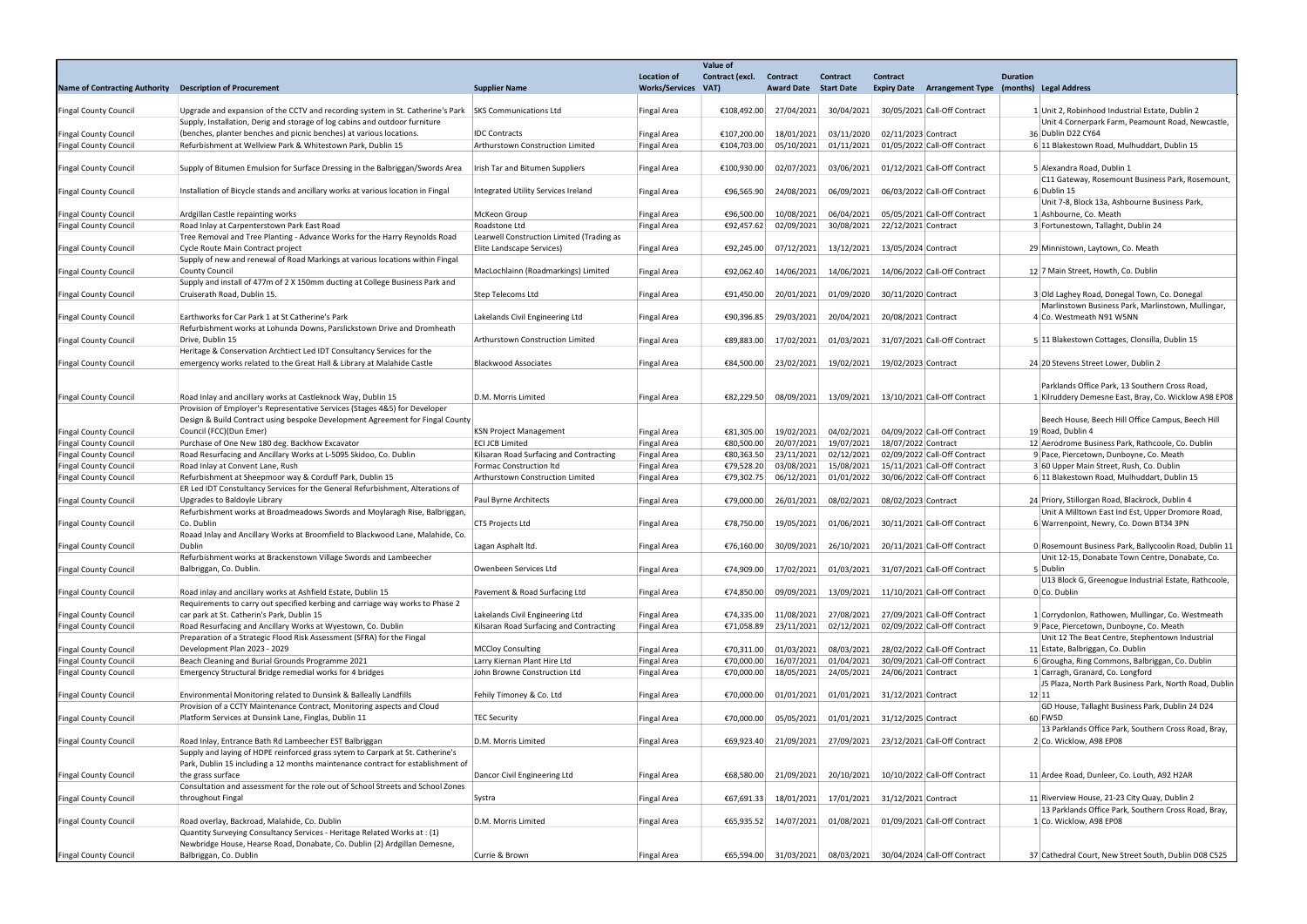| Name of Contracting Authority | Description of Procurement | Supplier Name | Location of Works/Services | Value of Contract (excl. VAT) | Contract Award Date | Contract Start Date | Contract Expiry Date | Arrangement Type | Duration (months) | Legal Address |
|---|---|---|---|---|---|---|---|---|---|---|
| Fingal County Council | Upgrade and expansion of the CCTV and recording system in St. Catherine's Park | SKS Communications Ltd | Fingal Area | €108,492.00 | 27/04/2021 | 30/04/2021 | 30/05/2021 | Call-Off Contract | 1 | Unit 2, Robinhood Industrial Estate, Dublin 2 |
| Fingal County Council | Supply, Installation, Derig and storage of log cabins and outdoor furniture (benches, planter benches and picnic benches) at various locations. | IDC Contracts | Fingal Area | €107,200.00 | 18/01/2021 | 03/11/2020 | 02/11/2023 | Contract | 36 | Unit 4 Cornerpark Farm, Peamount Road, Newcastle, Dublin D22 CY64 |
| Fingal County Council | Refurbishment at Wellview Park & Whitestown Park, Dublin 15 | Arthurstown Construction Limited | Fingal Area | €104,703.00 | 05/10/2021 | 01/11/2021 | 01/05/2022 | Call-Off Contract | 6 | 11 Blakestown Road, Mulhuddart, Dublin 15 |
| Fingal County Council | Supply of Bitumen Emulsion for Surface Dressing in the Balbriggan/Swords Area | Irish Tar and Bitumen Suppliers | Fingal Area | €100,930.00 | 02/07/2021 | 03/06/2021 | 01/12/2021 | Call-Off Contract | 5 | Alexandra Road, Dublin 1 |
| Fingal County Council | Installation of Bicycle stands and ancillary works at various location in Fingal | Integrated Utility Services Ireland | Fingal Area | €96,565.90 | 24/08/2021 | 06/09/2021 | 06/03/2022 | Call-Off Contract | 6 | C11 Gateway, Rosemount Business Park, Rosemount, Dublin 15 |
| Fingal County Council | Ardgillan Castle repainting works | McKeon Group | Fingal Area | €96,500.00 | 10/08/2021 | 06/04/2021 | 05/05/2021 | Call-Off Contract | 1 | Unit 7-8, Block 13a, Ashbourne Business Park, Ashbourne, Co. Meath |
| Fingal County Council | Road Inlay at Carpenterstown Park East Road | Roadstone Ltd | Fingal Area | €92,457.62 | 02/09/2021 | 30/08/2021 | 22/12/2021 | Contract | 3 | Fortunestown, Tallaght, Dublin 24 |
| Fingal County Council | Tree Removal and Tree Planting - Advance Works for the Harry Reynolds Road Cycle Route Main Contract project | Learwell Construction Limited (Trading as Elite Landscape Services) | Fingal Area | €92,245.00 | 07/12/2021 | 13/12/2021 | 13/05/2024 | Contract | 29 | Minnistown, Laytown, Co. Meath |
| Fingal County Council | Supply of new and renewal of Road Markings at various locations within Fingal County Council | MacLochlainn (Roadmarkings) Limited | Fingal Area | €92,062.40 | 14/06/2021 | 14/06/2021 | 14/06/2022 | Call-Off Contract | 12 | 7 Main Street, Howth, Co. Dublin |
| Fingal County Council | Supply and install of 477m of 2 X 150mm ducting at College Business Park and Cruiserath Road, Dublin 15. | Step Telecoms Ltd | Fingal Area | €91,450.00 | 20/01/2021 | 01/09/2020 | 30/11/2020 | Contract | 3 | Old Laghey Road, Donegal Town, Co. Donegal |
| Fingal County Council | Earthworks for Car Park 1 at St Catherine's Park | Lakelands Civil Engineering Ltd | Fingal Area | €90,396.85 | 29/03/2021 | 20/04/2021 | 20/08/2021 | Contract | 4 | Marlinstown Business Park, Marlinstown, Mullingar, Co. Westmeath N91 W5NN |
| Fingal County Council | Refurbishment works at Lohunda Downs, Parslickstown Drive and Dromheath Drive, Dublin 15 | Arthurstown Construction Limited | Fingal Area | €89,883.00 | 17/02/2021 | 01/03/2021 | 31/07/2021 | Call-Off Contract | 5 | 11 Blakestown Cottages, Clonsilla, Dublin 15 |
| Fingal County Council | Heritage & Conservation Archtiect Led IDT Consultancy Services for the emergency works related to the Great Hall & Library at Malahide Castle | Blackwood Associates | Fingal Area | €84,500.00 | 23/02/2021 | 19/02/2021 | 19/02/2023 | Contract | 24 | 20 Stevens Street Lower, Dublin 2 |
| Fingal County Council | Road Inlay and ancillary works at Castleknock Way, Dublin 15 | D.M. Morris Limited | Fingal Area | €82,229.50 | 08/09/2021 | 13/09/2021 | 13/10/2021 | Call-Off Contract | 1 | Parklands Office Park, 13 Southern Cross Road, Kilruddery Demesne East, Bray, Co. Wicklow A98 EP08 |
| Fingal County Council | Provision of Employer's Representative Services (Stages 4&5) for Developer Design & Build Contract using bespoke Development Agreement for Fingal County Council (FCC)(Dun Emer) | KSN Project Management | Fingal Area | €81,305.00 | 19/02/2021 | 04/02/2021 | 04/09/2022 | Call-Off Contract | 19 | Beech House, Beech Hill Office Campus, Beech Hill Road, Dublin 4 |
| Fingal County Council | Purchase of One New 180 deg. Backhow Excavator | ECI JCB Limited | Fingal Area | €80,500.00 | 20/07/2021 | 19/07/2021 | 18/07/2022 | Contract | 12 | Aerodrome Business Park, Rathcoole, Co. Dublin |
| Fingal County Council | Road Resurfacing and Ancillary Works at L-5095 Skidoo, Co. Dublin | Kilsaran Road Surfacing and Contracting | Fingal Area | €80,363.50 | 23/11/2021 | 02/12/2021 | 02/09/2022 | Call-Off Contract | 9 | Pace, Piercetown, Dunboyne, Co. Meath |
| Fingal County Council | Road Inlay at Convent Lane, Rush | Formac Construction ltd | Fingal Area | €79,528.20 | 03/08/2021 | 15/08/2021 | 15/11/2021 | Call-Off Contract | 3 | 60 Upper Main Street, Rush, Co. Dublin |
| Fingal County Council | Refurbishment at Sheepmoor way & Corduff Park, Dublin 15 | Arthurstown Construction Limited | Fingal Area | €79,302.75 | 06/12/2021 | 01/01/2022 | 30/06/2022 | Call-Off Contract | 6 | 11 Blakestown Road, Mulhuddart, Dublin 15 |
| Fingal County Council | ER Led IDT Consultancy Services for the General Refurbishment, Alterations of Upgrades to Baldoyle Library | Paul Byrne Architects | Fingal Area | €79,000.00 | 26/01/2021 | 08/02/2021 | 08/02/2023 | Contract | 24 | Priory, Stillorgan Road, Blackrock, Dublin 4 |
| Fingal County Council | Refurbishment works at Broadmeadows Swords and Moylaragh Rise, Balbriggan, Co. Dublin | CTS Projects Ltd | Fingal Area | €78,750.00 | 19/05/2021 | 01/06/2021 | 30/11/2021 | Call-Off Contract | 6 | Unit A Milltown East Ind Est, Upper Dromore Road, Warrenpoint, Newry, Co. Down BT34 3PN |
| Fingal County Council | Roaad Inlay and Ancillary Works at Broomfield to Blackwood Lane, Malahide, Co. Dublin | Lagan Asphalt ltd. | Fingal Area | €76,160.00 | 30/09/2021 | 26/10/2021 | 20/11/2021 | Call-Off Contract | 0 | Rosemount Business Park, Ballycoolin Road, Dublin 11 |
| Fingal County Council | Refurbishment works at Brackenstown Village Swords and Lambeecher Balbriggan, Co. Dublin. | Owenbeen Services Ltd | Fingal Area | €74,909.00 | 17/02/2021 | 01/03/2021 | 31/07/2021 | Call-Off Contract | 5 | Unit 12-15, Donabate Town Centre, Donabate, Co. Dublin |
| Fingal County Council | Road inlay and ancillary works at Ashfield Estate, Dublin 15 | Pavement & Road Surfacing Ltd | Fingal Area | €74,850.00 | 09/09/2021 | 13/09/2021 | 11/10/2021 | Call-Off Contract | 0 | U13 Block G, Greenogue Industrial Estate, Rathcoole, Co. Dublin |
| Fingal County Council | Requirements to carry out specified kerbing and carriage way works to Phase 2 car park at St. Cathrein's Park, Dublin 15 | Lakelands Civil Engineering Ltd | Fingal Area | €74,335.00 | 11/08/2021 | 27/08/2021 | 27/09/2021 | Call-Off Contract | 1 | Corrydonlon, Rathowen, Mullingar, Co. Westmeath |
| Fingal County Council | Road Resurfacing and Ancillary Works at Wyestown, Co. Dublin | Kilsaran Road Surfacing and Contracting | Fingal Area | €71,058.89 | 23/11/2021 | 02/12/2021 | 02/09/2022 | Call-Off Contract | 9 | Pace, Piercetown, Dunboyne, Co. Meath |
| Fingal County Council | Preparation of a Strategic Flood Risk Assessment (SFRA) for the Fingal Development Plan 2023 - 2029 | MCCloy Consulting | Fingal Area | €70,311.00 | 01/03/2021 | 08/03/2021 | 28/02/2022 | Call-Off Contract | 11 | Unit 12 The Beat Centre, Stephentown Industrial Estate, Balbriggan, Co. Dublin |
| Fingal County Council | Beach Cleaning and Burial Grounds Programme 2021 | Larry Kiernan Plant Hire Ltd | Fingal Area | €70,000.00 | 16/07/2021 | 01/04/2021 | 30/09/2021 | Call-Off Contract | 6 | Grougha, Ring Commons, Balbriggan, Co. Dublin |
| Fingal County Council | Emergency Structural Bridge remedial works for 4 bridges | John Browne Construction Ltd | Fingal Area | €70,000.00 | 18/05/2021 | 24/05/2021 | 24/06/2021 | Contract | 1 | Carragh, Granard, Co. Longford |
| Fingal County Council | Environmental Monitoring related to Dunsink & Balleally Landfills | Fehily Timoney & Co. Ltd | Fingal Area | €70,000.00 | 01/01/2021 | 01/01/2021 | 31/12/2021 | Contract | 12 | J5 Plaza, North Park Business Park, North Road, Dublin 11 |
| Fingal County Council | Provision of a CCTV Maintenance Contract, Monitoring aspects and Cloud Platform Services at Dunsink Lane, Finglas, Dublin 11 | TEC Security | Fingal Area | €70,000.00 | 05/05/2021 | 01/01/2021 | 31/12/2025 | Contract | 60 | GD House, Tallaght Business Park, Dublin 24 D24 FW5D |
| Fingal County Council | Road Inlay, Entrance Bath Rd Lambeecher EST Balbriggan | D.M. Morris Limited | Fingal Area | €69,923.40 | 21/09/2021 | 27/09/2021 | 23/12/2021 | Call-Off Contract | 2 | 13 Parklands Office Park, Southern Cross Road, Bray, Co. Wicklow, A98 EP08 |
| Fingal County Council | Supply and laying of HDPE reinforced grass sytem to Carpark at St. Catherine's Park, Dublin 15 including a 12 months maintenance contract for establishment of the grass surface | Dancor Civil Engineering Ltd | Fingal Area | €68,580.00 | 21/09/2021 | 20/10/2021 | 10/10/2022 | Call-Off Contract | 11 | Ardee Road, Dunleer, Co. Louth, A92 H2AR |
| Fingal County Council | Consultation and assessment for the role out of School Streets and School Zones throughout Fingal | Systra | Fingal Area | €67,691.33 | 18/01/2021 | 17/01/2021 | 31/12/2021 | Contract | 11 | Riverview House, 21-23 City Quay, Dublin 2 |
| Fingal County Council | Road overlay, Backroad, Malahide, Co. Dublin | D.M. Morris Limited | Fingal Area | €65,935.52 | 14/07/2021 | 01/08/2021 | 01/09/2021 | Call-Off Contract | 1 | 13 Parklands Office Park, Southern Cross Road, Bray, Co. Wicklow, A98 EP08 |
| Fingal County Council | Quantity Surveying Consultancy Services - Heritage Related Works at : (1) Newbridge House, Hearse Road, Donabate, Co. Dublin (2) Ardgillan Demesne, Balbriggan, Co. Dublin | Currie & Brown | Fingal Area | €65,594.00 | 31/03/2021 | 08/03/2021 | 30/04/2024 | Call-Off Contract | 37 | Cathedral Court, New Street South, Dublin D08 C525 |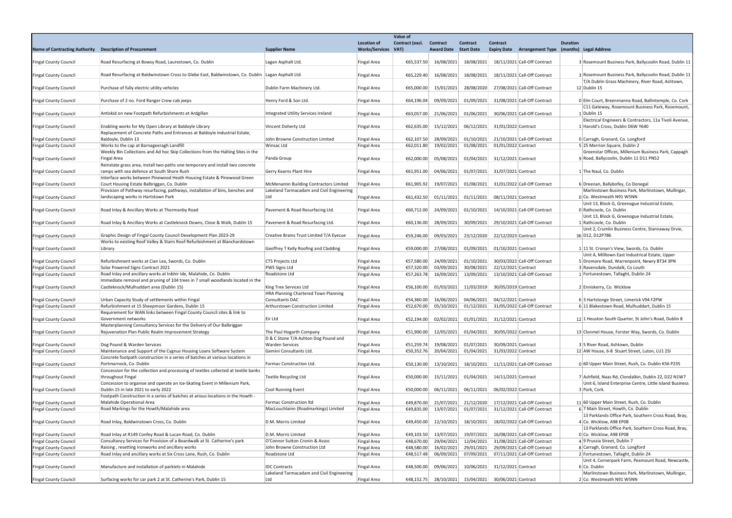| Name of Contracting Authority | Description of Procurement | Supplier Name | Location of Works/Services | Value of Contract (excl. VAT) | Contract Award Date | Contract Start Date | Contract Expiry Date | Arrangement Type | Duration (months) | Legal Address |
|---|---|---|---|---|---|---|---|---|---|---|
| Fingal County Council | Road Resurfacing at Bowsy Road, Laurestown, Co. Dublin | Lagan Asphalt Ltd. | Fingal Area | €65,537.50 | 16/08/2021 | 18/08/2021 | 18/11/2021 | Call-Off Contract | 3 | Rosemount Business Park, Ballycoolin Road, Dublin 11 |
| Fingal County Council | Road Resurfacing at Baldwinstown Cross to Glebe East, Baldwinstown, Co. Dublin | Lagan Asphalt Ltd. | Fingal Area | €65,229.40 | 16/08/2021 | 18/08/2021 | 18/11/2021 | Call-Off Contract | 3 | Rosemount Business Park, Ballycoolin Road, Dublin 11 |
| Fingal County Council | Purchase of fully electric utility vehicles | Dublin Farm Machinery Ltd. | Fingal Area | €65,000.00 | 15/01/2021 | 28/08/2020 | 27/08/2021 | Call-Off Contract | 12 | T/A Dublin Grass Machinery, River Road, Ashtown, Dublin 15 |
| Fingal County Council | Purchase of 2 no. Ford Ranger Crew cab jeeps | Henry Ford & Son Ltd. | Fingal Area | €64,196.04 | 09/09/2021 | 01/09/2021 | 31/08/2021 | Call-Off Contract | 0 | Elm Court, Breenmanna Road, Ballintemple, Co. Cork |
| Fingal County Council | Antiskid on new Footpath Refurbishments at Ardgillan | Integrated Utility Services Ireland | Fingal Area | €63,057.00 | 21/06/2021 | 01/06/2021 | 30/06/2021 | Call-Off Contract | 1 | C11 Gateway, Rosemount Business Park, Rosemount, Dublin 15 |
| Fingal County Council | Enabling works for My Open Library at Baldoyle Library | Vincent Doherty Ltd | Fingal Area | €62,635.00 | 15/12/2021 | 06/12/2021 | 31/01/2022 | Contract | 1 | Electrical Engineers & Contractors, 11a Tivoli Avenue, Harold's Cross, Dublin D6W Y640 |
| Fingal County Council | Replacement of Concrete Paths and Entrances at Baldoyle Industrial Estate, Baldoyle, Dublin 13 | John Browne Construction Limited | Fingal Area | €62,107.50 | 28/09/2021 | 01/10/2021 | 21/10/2021 | Call-Off Contract | 0 | Carragh, Granard, Co. Longford |
| Fingal County Council | Works to the cap at Barnageeragh Landfill | Winsac Ltd | Fingal Area | €62,011.80 | 19/02/2021 | 01/08/2021 | 01/01/2022 | Contract | 5 | 25 Merrion Square, Dublin 2 |
| Fingal County Council | Weekly Bin Collections and Ad hoc Skip Collections from the Halting Sites in the Fingal Area | Panda Group | Fingal Area | €62,000.00 | 05/08/2021 | 01/04/2021 | 31/12/2021 | Contract | 9 | Greenstar Offices, Millenium Business Park, Cappagh Road, Ballycoolin, Dublin 11 D11 PN52 |
| Fingal County Council | Reinstate grass area, install two paths one temporary and install two concrete ramps with sea defence at South Shore Rush | Gerry Kearns Plant Hire | Fingal Area | €61,951.00 | 04/06/2021 | 01/07/2021 | 31/07/2021 | Contract | 1 | The Naul, Co. Dublin |
| Fingal County Council | Interface works between Pinewood Heath Housing Estate & Pinewood Green Court Housing Estate Balbriggan, Co. Dublin | McMenamin Building Contractors Limited | Fingal Area | €61,905.92 | 19/07/2021 | 01/08/2021 | 31/01/2022 | Call-Off Contract | 6 | Dreenan, Ballybofey, Co Donegal |
| Fingal County Council | Provision of Pathway resurfacing, pathways, installation of bins, benches and landscaping works in Hartstown Park | Lakeland Tarmacadam and Civil Engineering Ltd | Fingal Area | €61,432.50 | 01/11/2021 | 01/11/2021 | 08/11/2021 | Contract | 0 | Marlinstown Business Park, Marlinstown, Mullingar, Co. Westmeath N91 W5NN |
| Fingal County Council | Road Inlay & Ancillary Works at Thormanby Road | Pavement & Road Resurfacing Ltd. | Fingal Area | €60,712.00 | 24/09/2021 | 01/10/2021 | 14/10/2021 | Call-Off Contract | 0 | Unit 13, Block G, Greenogue Industrial Estate, Rathcoole, Co. Dublin |
| Fingal County Council | Road Inlay & Ancillary Works at Castleknock Downs, Close & Walk, Dublin 15 | Pavement & Road Resurfacing Ltd. | Fingal Area | €60,136.00 | 28/09/2021 | 30/09/2021 | 29/10/2021 | Call-Off Contract | 1 | Unit 13, Block G, Greenogue Industrial Estate, Rathcoole, Co. Dublin |
| Fingal County Council | Graphic Design of Fingal County Council Development Plan 2023-29 | Creative Brains Trust Limited T/A Eyecue | Fingal Area | €59,246.00 | 09/03/2021 | 23/12/2020 | 22/12/2023 | Contract | 36 | Unit 2, Crumlin Business Centre, Stannaway Drvie, D12, D12P786 |
| Fingal County Council | Works to existing Roof Valley & Stairs Roof Refurbishment at Blanchardstown Library | Geoffrey T Kelly Roofing and Cladding | Fingal Area | €59,000.00 | 27/08/2021 | 01/09/2021 | 01/10/2021 | Contract | 1 | 11 St. Cronan's View, Swords, Co. Dublin |
| Fingal County Council | Refurbishment works at Cian Lea, Swords, Co. Dublin | CTS Projects Ltd | Fingal Area | €57,580.00 | 24/09/2021 | 01/10/2021 | 30/03/2022 | Call-Off Contract | 5 | Unit A, Milltown East Industrical Estate, Upper Dromore Road, Warrenpoint, Newry BT34 3PN |
| Fingal County Council | Solar Powered Signs Contract 2021 | PWS Signs Ltd | Fingal Area | €57,320.00 | 03/09/2021 | 30/08/2021 | 22/12/2021 | Contract | 3 | Ravensdale, Dundalk, Co Louth |
| Fingal County Council | Road Inlay and ancillary works at Inbhir Ide, Malahide, Co. Dublin | Roadstone Ltd | Fingal Area | €57,263.78 | 16/09/2021 | 13/09/2021 | 13/10/2021 | Call-Off Contract | 1 | Fortunestown, Tallaght, Dublin 24 |
| Fingal County Council | Immediate removal and pruning of 104 trees in 7 small woodlands located in the Castleknock/Mulhuddart area (Dublin 15) | King Tree Services Ltd | Fingal Area | €56,100.00 | 01/03/2021 | 11/03/2019 | 30/05/2019 | Contract | 2 | Enniskerry, Co. Wicklow |
| Fingal County Council | Urban Capacity Study of settlements within Fingal | HRA Planning Chartered Town Planning Consultants DAC | Fingal Area | €54,360.00 | 16/06/2021 | 04/06/2021 | 04/12/2021 | Contract | 6 | 3 Hartstonge Street, Limerick V94 F2PW |
| Fingal County Council | Refurbishment at 15 Sheepmoor Gardens, Dublin 15 | Arthurstown Construction Limited | Fingal Area | €52,670.00 | 05/10/2021 | 01/12/2021 | 31/05/2022 | Call-Off Contract | 6 | 11 Blakestown Road, Mulhuddart, Dublin 15 |
| Fingal County Council | Requirement for WAN links between Fingal County Council sites & link to Government networks | Eir Ltd | Fingal Area | €52,194.00 | 02/02/2021 | 01/01/2021 | 31/12/2021 | Contract | 12 | 1 Heuston South Quarter, St John's Road, Dublin 8 |
| Fingal County Council | Masterplanning Consultancy Services for the Delivery of Our Balbriggan Rejuvenation Plan Public Realm Improvement Strategy | The Paul Hogarth Company | Fingal Area | €51,900.00 | 12/05/2021 | 01/04/2021 | 30/05/2022 | Contract | 13 | Clonmel House, Forster Way, Swords, Co. Dublin |
| Fingal County Council | Dog Pound & Warden Services | D & C Stone T/A Ashton Dog Pound and Warden Services | Fingal Area | €51,259.74 | 19/08/2021 | 01/07/2021 | 30/09/2021 | Contract | 3 | 5 River Road, Ashtown, Dublin |
| Fingal County Council | Maintenance and Support of the Cygnus Housing Loans Software System | Gemini Consultants Ltd. | Fingal Area | €50,352.76 | 20/04/2021 | 01/04/2021 | 31/03/2022 | Contract | 12 | AW House, 6-8 Stuart Street, Luton, LU1 2SI |
| Fingal County Council | Concrete footpath construction in a series of batches at various locations in Portmarnock, Co. Dublin | Formac Construction Ltd. | Fingal Area | €50,130.00 | 13/10/2021 | 18/10/2021 | 11/11/2021 | Call-Off Contract | 0 | 60 Upper Main Street, Rush, Co. Dublin K56 P235 |
| Fingal County Council | Concession for the collection and processing of textiles collected at textile banks throughout Fingal | Textile Recycling Ltd | Fingal Area | €50,000.00 | 15/11/2021 | 01/04/2021 | 14/11/2021 | Contract | 7 | Ashfield, Naas Rd, Clondalkin, Dublin 22, D22 N1W7 |
| Fingal County Council | Concession to organise and operate an Ice-Skating Event in Millenium Park, Dublin 15 in late 2021 to early 2022 | Cool Running Event | Fingal Area | €50,000.00 | 06/11/2021 | 06/11/2021 | 06/02/2022 | Contract | 3 | Unit 6, Island Enterprise Centre, Little Island Business Park, Cork. |
| Fingal County Council | Footpath Construction in a series of batches at arious locations in the Howth - Malahide Operational Area | Formac Construction ltd | Fingal Area | €49,870.00 | 21/07/2021 | 21/12/2020 | 17/12/2021 | Call-Off Contract | 11 | 60 Upper Main Street, Rush, Co. Dublin |
| Fingal County Council | Road Markings for the Howth/Malahide area | MacLouchlainn (Roadmarkings) Limited | Fingal Area | €49,835.00 | 13/07/2021 | 01/07/2021 | 31/12/2021 | Call-Off Contract | 6 | 7 Main Street, Howth, Co. Dublin |
| Fingal County Council | Road Inlay, Baldwinstown Cross, Co. Dublin | D.M. Morris Limited | Fingal Area | €49,450.00 | 12/10/2021 | 18/10/2021 | 18/02/2022 | Call-Off Contract | 4 | 13 Parklands Office Park, Southern Cross Road, Bray, Co. Wicklow, A98 EP08 |
| Fingal County Council | Road Inlay at R149 Confey Road & Lucan Road, Co. Dublin | D.M. Morris Limited | Fingal Area | €49,103.50 | 13/07/2021 | 19/07/2021 | 16/08/2021 | Call-Off Contract | 0 | 13 Parklands Office Park, Southern Cross Road, Bray, Co. Wicklow, A98 EP08 |
| Fingal County Council | Consultancy Services for Provision of a Boardwalk at St. Catherine's park | O'Connor Sutton Cronin & Assoc | Fingal Area | €48,670.00 | 29/04/2021 | 12/04/2021 | 31/08/2021 | Call-Off Contract | 4 | 9 Prussia Street, Dublin 7 |
| Fingal County Council | Raising , resetting Ironworks and ancillary works | John Browne Construction Ltd | Fingal Area | €48,580.00 | 16/02/2021 | 29/01/2021 | 29/09/2021 | Call-Off Contract | 8 | Carragh, Granard, Co. Longford |
| Fingal County Council | Road Inlay and ancillary works at Six Cross Lane, Rush, Co. Dublin | Roadstone Ltd | Fingal Area | €48,517.48 | 06/09/2021 | 07/09/2021 | 07/11/2021 | Call-Off Contract | 2 | Fortunestown, Tallaght, Dublin 24 |
| Fingal County Council | Manufacture and installation of parklets in Malahide | IDC Contracts | Fingal Area | €48,500.00 | 09/06/2021 | 10/06/2021 | 31/12/2021 | Contract | 6 | Unit 4, Cornerpark Farm, Peamount Road, Newcastle, Co. Dublin |
| Fingal County Council | Surfacing works for car park 2 at St. Catherine's Park, Dublin 15 | Lakeland Tarmacadam and Civil Engineering Ltd | Fingal Area | €48,152.75 | 28/10/2021 | 15/04/2021 | 30/06/2021 | Contract | 2 | Marlinstown Business Park, Marlinstown, Mullingar, Co. Westmeath N91 W5NN |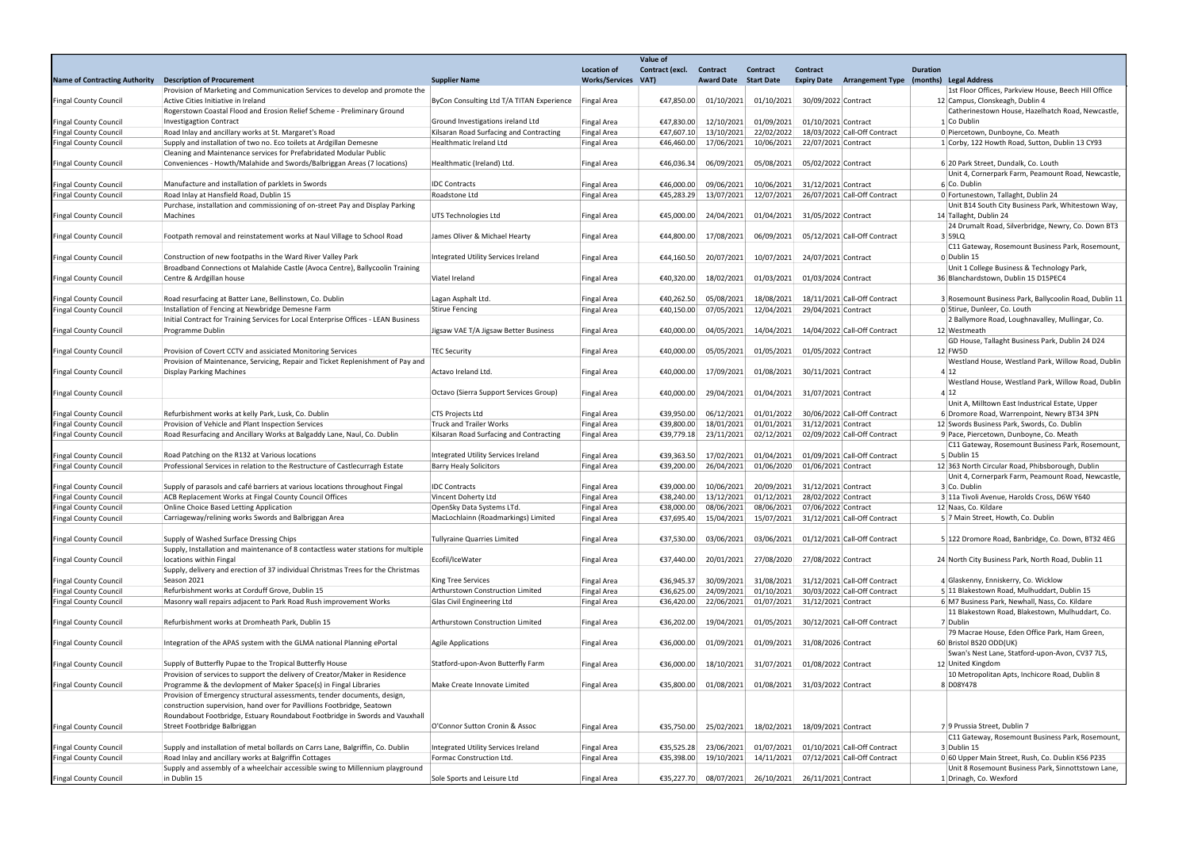| Name of Contracting Authority | Description of Procurement | Supplier Name | Location of Works/Services | Value of Contract (excl. VAT) | Contract Award Date | Contract Start Date | Contract Expiry Date | Arrangement Type | Duration (months) | Legal Address |
|---|---|---|---|---|---|---|---|---|---|---|
| Fingal County Council | Provision of Marketing and Communication Services to develop and promote the Active Cities Initiative in Ireland | ByCon Consulting Ltd T/A TITAN Experience | Fingal Area | €47,850.00 | 01/10/2021 | 01/10/2021 | 30/09/2022 | Contract | 12 | 1st Floor Offices, Parkview House, Beech Hill Office Campus, Clonskeagh, Dublin 4 |
| Fingal County Council | Rogerstown Coastal Flood and Erosion Relief Scheme - Preliminary Ground Investigagtion Contract | Ground Investigations ireland Ltd | Fingal Area | €47,830.00 | 12/10/2021 | 01/09/2021 | 01/10/2021 | Contract | 1 | Catherinestown House, Hazelhatch Road, Newcastle, Co Dublin |
| Fingal County Council | Road Inlay and ancillary works at St. Margaret's Road | Kilsaran Road Surfacing and Contracting | Fingal Area | €47,607.10 | 13/10/2021 | 22/02/2022 | 18/03/2022 | Call-Off Contract | 0 | Piercetown, Dunboyne, Co. Meath |
| Fingal County Council | Supply and installation of two no. Eco toilets at Ardgillan Demesne | Healthmatic Ireland Ltd | Fingal Area | €46,460.00 | 17/06/2021 | 10/06/2021 | 22/07/2021 | Contract | 1 | Corby, 122 Howth Road, Sutton, Dublin 13 CY93 |
| Fingal County Council | Cleaning and Maintenance services for Prefabridated Modular Public Conveniences - Howth/Malahide and Swords/Balbriggan Areas (7 locations) | Healthmatic (Ireland) Ltd. | Fingal Area | €46,036.34 | 06/09/2021 | 05/08/2021 | 05/02/2022 | Contract | 6 | 20 Park Street, Dundalk, Co. Louth |
| Fingal County Council | Manufacture and installation of parklets in Swords | IDC Contracts | Fingal Area | €46,000.00 | 09/06/2021 | 10/06/2021 | 31/12/2021 | Contract | 6 | Unit 4, Cornerpark Farm, Peamount Road, Newcastle, Co. Dublin |
| Fingal County Council | Road Inlay at Hansfield Road, Dublin 15 | Roadstone Ltd | Fingal Area | €45,283.29 | 13/07/2021 | 12/07/2021 | 26/07/2021 | Call-Off Contract | 0 | Fortunestown, Tallaght, Dublin 24 |
| Fingal County Council | Purchase, installation and commissioning of on-street Pay and Display Parking Machines | UTS Technologies Ltd | Fingal Area | €45,000.00 | 24/04/2021 | 01/04/2021 | 31/05/2022 | Contract | 14 | Unit B14 South City Business Park, Whitestown Way, Tallaght, Dublin 24 |
| Fingal County Council | Footpath removal and reinstatement works at Naul Village to School Road | James Oliver & Michael Hearty | Fingal Area | €44,800.00 | 17/08/2021 | 06/09/2021 | 05/12/2021 | Call-Off Contract | 3 | 24 Drumalt Road, Silverbridge, Newry, Co. Down BT3 59LQ |
| Fingal County Council | Construction of new footpaths in the Ward River Valley Park | Integrated Utility Services Ireland | Fingal Area | €44,160.50 | 20/07/2021 | 10/07/2021 | 24/07/2021 | Contract | 0 | C11 Gateway, Rosemount Business Park, Rosemount, Dublin 15 |
| Fingal County Council | Broadband Connections ot Malahide Castle (Avoca Centre), Ballycoolin Training Centre & Ardgillan house | Viatel Ireland | Fingal Area | €40,320.00 | 18/02/2021 | 01/03/2021 | 01/03/2024 | Contract | 36 | Unit 1 College Business & Technology Park, Blanchardstown, Dublin 15 D15PEC4 |
| Fingal County Council | Road resurfacing at Batter Lane, Bellinstown, Co. Dublin | Lagan Asphalt Ltd. | Fingal Area | €40,262.50 | 05/08/2021 | 18/08/2021 | 18/11/2021 | Call-Off Contract | 3 | Rosemount Business Park, Ballycoolin Road, Dublin 11 |
| Fingal County Council | Installation of Fencing at Newbridge Demesne Farm | Stirue Fencing | Fingal Area | €40,150.00 | 07/05/2021 | 12/04/2021 | 29/04/2021 | Contract | 0 | Stirue, Dunleer, Co. Louth |
| Fingal County Council | Initial Contract for Training Services for Local Enterprise Offices - LEAN Business Programme Dublin | Jigsaw VAE T/A Jigsaw Better Business | Fingal Area | €40,000.00 | 04/05/2021 | 14/04/2021 | 14/04/2022 | Call-Off Contract | 12 | 2 Ballymore Road, Loughnavalley, Mullingar, Co. Westmeath |
| Fingal County Council | Provision of Covert CCTV and assiciated Monitoring Services | TEC Security | Fingal Area | €40,000.00 | 05/05/2021 | 01/05/2021 | 01/05/2022 | Contract | 12 | GD House, Tallaght Business Park, Dublin 24 D24 FW5D |
| Fingal County Council | Provision of Maintenance, Servicing, Repair and Ticket Replenishment of Pay and Display Parking Machines | Actavo Ireland Ltd. | Fingal Area | €40,000.00 | 17/09/2021 | 01/08/2021 | 30/11/2021 | Contract | 4 | Westland House, Westland Park, Willow Road, Dublin 12 |
| Fingal County Council | | Octavo (Sierra Support Services Group) | Fingal Area | €40,000.00 | 29/04/2021 | 01/04/2021 | 31/07/2021 | Contract | 4 | Westland House, Westland Park, Willow Road, Dublin 12 |
| Fingal County Council | Refurbishment works at kelly Park, Lusk, Co. Dublin | CTS Projects Ltd | Fingal Area | €39,950.00 | 06/12/2021 | 01/01/2022 | 30/06/2022 | Call-Off Contract | 6 | Unit A, Milltown East Industrical Estate, Upper Dromore Road, Warrenpoint, Newry BT34 3PN |
| Fingal County Council | Provision of Vehicle and Plant Inspection Services | Truck and Trailer Works | Fingal Area | €39,800.00 | 18/01/2021 | 01/01/2021 | 31/12/2021 | Contract | 12 | Swords Business Park, Swords, Co. Dublin |
| Fingal County Council | Road Resurfacing and Ancillary Works at Balgaddy Lane, Naul, Co. Dublin | Kilsaran Road Surfacing and Contracting | Fingal Area | €39,779.18 | 23/11/2021 | 02/12/2021 | 02/09/2022 | Call-Off Contract | 9 | Pace, Piercetown, Dunboyne, Co. Meath |
| Fingal County Council | Road Patching on the R132 at Various locations | Integrated Utility Services Ireland | Fingal Area | €39,363.50 | 17/02/2021 | 01/04/2021 | 01/09/2021 | Call-Off Contract | 5 | C11 Gateway, Rosemount Business Park, Rosemount, Dublin 15 |
| Fingal County Council | Professional Services in relation to the Restructure of Castlecurragh Estate | Barry Healy Solicitors | Fingal Area | €39,200.00 | 26/04/2021 | 01/06/2020 | 01/06/2021 | Contract | 12 | 363 North Circular Road, Phibsborough, Dublin |
| Fingal County Council | Supply of parasols and café barriers at various locations throughout Fingal | IDC Contracts | Fingal Area | €39,000.00 | 10/06/2021 | 20/09/2021 | 31/12/2021 | Contract | 3 | Unit 4, Cornerpark Farm, Peamount Road, Newcastle, Co. Dublin |
| Fingal County Council | ACB Replacement Works at Fingal County Council Offices | Vincent Doherty Ltd | Fingal Area | €38,240.00 | 13/12/2021 | 01/12/2021 | 28/02/2022 | Contract | 3 | 11a Tivoli Avenue, Harolds Cross, D6W Y640 |
| Fingal County Council | Online Choice Based Letting Application | OpenSky Data Systems LTd. | Fingal Area | €38,000.00 | 08/06/2021 | 08/06/2021 | 07/06/2022 | Contract | 12 | Naas, Co. Kildare |
| Fingal County Council | Carriageway/relining works Swords and Balbriggan Area | MacLochlainn (Roadmarkings) Limited | Fingal Area | €37,695.40 | 15/04/2021 | 15/07/2021 | 31/12/2021 | Call-Off Contract | 5 | 7 Main Street, Howth, Co. Dublin |
| Fingal County Council | Supply of Washed Surface Dressing Chips | Tullyraine Quarries Limited | Fingal Area | €37,530.00 | 03/06/2021 | 03/06/2021 | 01/12/2021 | Call-Off Contract | 5 | 122 Dromore Road, Banbridge, Co. Down, BT32 4EG |
| Fingal County Council | Supply, Installation and maintenance of 8 contactless water stations for multiple locations within Fingal | Ecofil/IceWater | Fingal Area | €37,440.00 | 20/01/2021 | 27/08/2020 | 27/08/2022 | Contract | 24 | North City Business Park, North Road, Dublin 11 |
| Fingal County Council | Supply, delivery and erection of 37 individual Christmas Trees for the Christmas Season 2021 | King Tree Services | Fingal Area | €36,945.37 | 30/09/2021 | 31/08/2021 | 31/12/2021 | Call-Off Contract | 4 | Glaskenny, Enniskerry, Co. Wicklow |
| Fingal County Council | Refurbishment works at Corduff Grove, Dublin 15 | Arthurstown Construction Limited | Fingal Area | €36,625.00 | 24/09/2021 | 01/10/2021 | 30/03/2022 | Call-Off Contract | 5 | 11 Blakestown Road, Mulhuddart, Dublin 15 |
| Fingal County Council | Masonry wall repairs adjacent to Park Road Rush improvement Works | Glas Civil Engineering Ltd | Fingal Area | €36,420.00 | 22/06/2021 | 01/07/2021 | 31/12/2021 | Contract | 6 | M7 Business Park, Newhall, Nass, Co. Kildare |
| Fingal County Council | Refurbishment works at Dromheath Park, Dublin 15 | Arthurstown Construction Limited | Fingal Area | €36,202.00 | 19/04/2021 | 01/05/2021 | 30/12/2021 | Call-Off Contract | 7 | 11 Blakestown Road, Blakestown, Mulhuddart, Co. Dublin |
| Fingal County Council | Integration of the APAS system with the GLMA national Planning ePortal | Agile Applications | Fingal Area | €36,000.00 | 01/09/2021 | 01/09/2021 | 31/08/2026 | Contract | 60 | 79 Macrae House, Eden Office Park, Ham Green, Bristol BS20 ODD(UK) |
| Fingal County Council | Supply of Butterfly Pupae to the Tropical Butterfly House | Statford-upon-Avon Butterfly Farm | Fingal Area | €36,000.00 | 18/10/2021 | 31/07/2021 | 01/08/2022 | Contract | 12 | Swan's Nest Lane, Statford-upon-Avon, CV37 7LS, United Kingdom |
| Fingal County Council | Provision of services to support the delivery of Creator/Maker in Residence Programme & the devlopment of Maker Space(s) in Fingal Libraries | Make Create Innovate Limited | Fingal Area | €35,800.00 | 01/08/2021 | 01/08/2021 | 31/03/2022 | Contract | 8 | 10 Metropolitan Apts, Inchicore Road, Dublin 8 D08Y478 |
| Fingal County Council | Provision of Emergency structural assessments, tender documents, design, construction supervision, hand over for Pavillions Footbridge, Seatown Roundabout Footbridge, Estuary Roundabout Footbridge in Swords and Vauxhall Street Footbridge Balbriggan | O'Connor Sutton Cronin & Assoc | Fingal Area | €35,750.00 | 25/02/2021 | 18/02/2021 | 18/09/2021 | Contract | 7 | 9 Prussia Street, Dublin 7 |
| Fingal County Council | Supply and installation of metal bollards on Carrs Lane, Balgriffin, Co. Dublin | Integrated Utility Services Ireland | Fingal Area | €35,525.28 | 23/06/2021 | 01/07/2021 | 01/10/2021 | Call-Off Contract | 3 | C11 Gateway, Rosemount Business Park, Rosemount, Dublin 15 |
| Fingal County Council | Road Inlay and ancillary works at Balgriffin Cottages | Formac Construction Ltd. | Fingal Area | €35,398.00 | 19/10/2021 | 14/11/2021 | 07/12/2021 | Call-Off Contract | 0 | 60 Upper Main Street, Rush, Co. Dublin K56 P235 |
| Fingal County Council | Supply and assembly of a wheelchair accessible swing to Millennium playground in Dublin 15 | Sole Sports and Leisure Ltd | Fingal Area | €35,227.70 | 08/07/2021 | 26/10/2021 | 26/11/2021 | Contract | 1 | Unit 8 Rosemount Business Park, Sinnottstown Lane, Drinagh, Co. Wexford |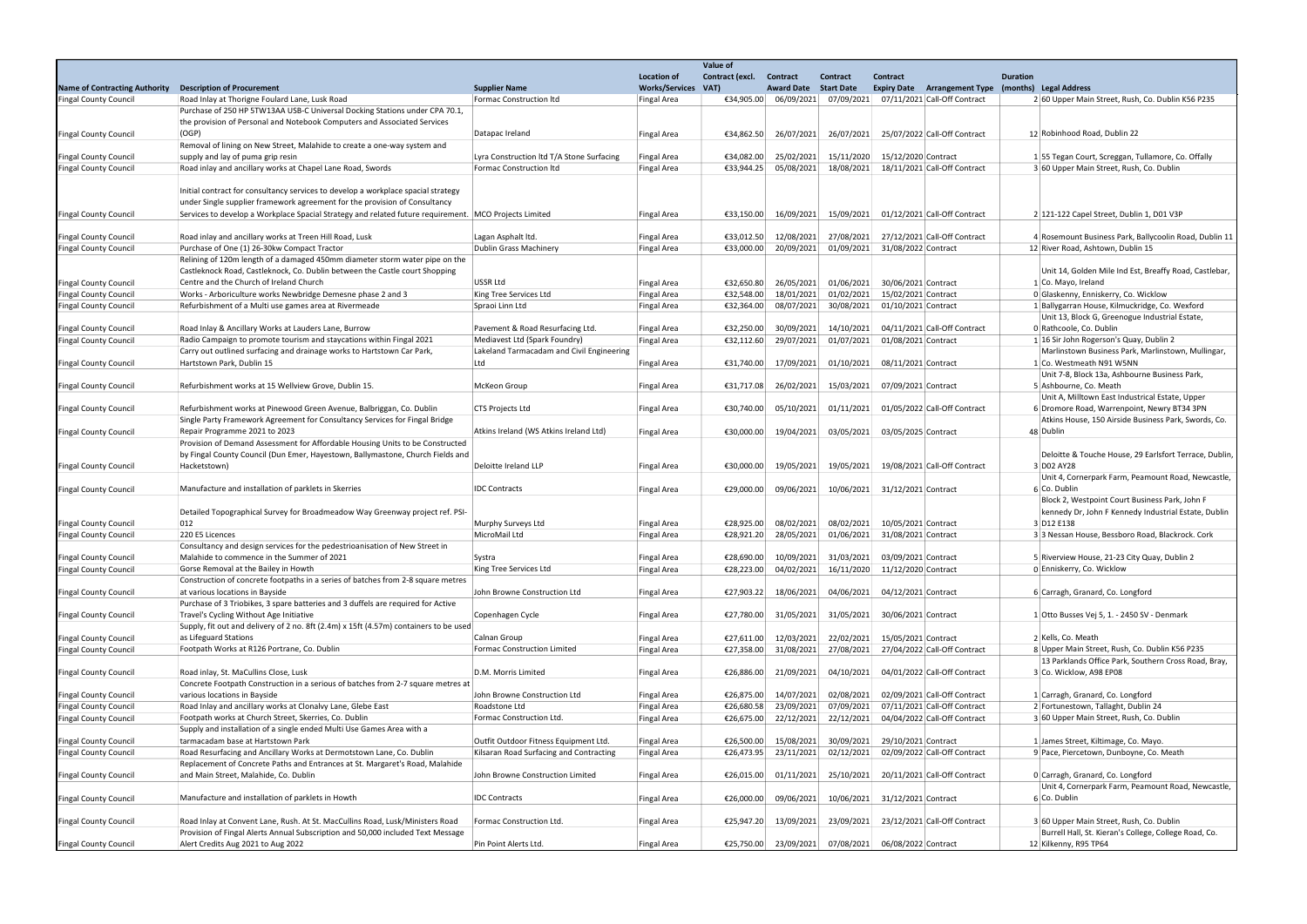| Name of Contracting Authority | Description of Procurement | Supplier Name | Location of Works/Services | Value of Contract (excl. VAT) | Contract Award Date | Contract Start Date | Contract Expiry Date | Arrangement Type | Duration (months) | Legal Address |
|---|---|---|---|---|---|---|---|---|---|---|
| Fingal County Council | Road Inlay at Thorigne Foulard Lane, Lusk Road | Formac Construction ltd | Fingal Area | €34,905.00 | 06/09/2021 | 07/09/2021 | 07/11/2021 | Call-Off Contract | 2 | 60 Upper Main Street, Rush, Co. Dublin K56 P235 |
| Fingal County Council | Purchase of 250 HP 5TW13AA USB-C Universal Docking Stations under CPA 70.1, the provision of Personal and Notebook Computers and Associated Services (OGP) | Datapac Ireland | Fingal Area | €34,862.50 | 26/07/2021 | 26/07/2021 | 25/07/2022 | Call-Off Contract | 12 | Robinhood Road, Dublin 22 |
| Fingal County Council | Removal of lining on New Street, Malahide to create a one-way system and supply and lay of puma grip resin | Lyra Construction ltd T/A Stone Surfacing | Fingal Area | €34,082.00 | 25/02/2021 | 15/11/2020 | 15/12/2020 | Contract | 1 | 55 Tegan Court, Screggan, Tullamore, Co. Offaly |
| Fingal County Council | Road inlay and ancillary works at Chapel Lane Road, Swords | Formac Construction ltd | Fingal Area | €33,944.25 | 05/08/2021 | 18/08/2021 | 18/11/2021 | Call-Off Contract | 3 | 60 Upper Main Street, Rush, Co. Dublin |
| Fingal County Council | Initial contract for consultancy services to develop a workplace spacial strategy under Single supplier framework agreement for the provision of Consultancy Services to develop a Workplace Spacial Strategy and related future requirement. | MCO Projects Limited | Fingal Area | €33,150.00 | 16/09/2021 | 15/09/2021 | 01/12/2021 | Call-Off Contract | 2 | 121-122 Capel Street, Dublin 1, D01 V3P |
| Fingal County Council | Road inlay and ancillary works at Treen Hill Road, Lusk | Lagan Asphalt ltd. | Fingal Area | €33,012.50 | 12/08/2021 | 27/08/2021 | 27/12/2021 | Call-Off Contract | 4 | Rosemount Business Park, Ballycoolin Road, Dublin 11 |
| Fingal County Council | Purchase of One (1) 26-30kw Compact Tractor | Dublin Grass Machinery | Fingal Area | €33,000.00 | 20/09/2021 | 01/09/2021 | 31/08/2022 | Contract | 12 | River Road, Ashtown, Dublin 15 |
| Fingal County Council | Relining of 120m length of a damaged 450mm diameter storm water pipe on the Castleknock Road, Castleknock, Co. Dublin between the Castle court Shopping Centre and the Church of Ireland Church | USSR Ltd | Fingal Area | €32,650.80 | 26/05/2021 | 01/06/2021 | 30/06/2021 | Contract | 1 | Unit 14, Golden Mile Ind Est, Breaffy Road, Castlebar, Co. Mayo, Ireland |
| Fingal County Council | Works - Arboriculture works Newbridge Demesne phase 2 and 3 | King Tree Services Ltd | Fingal Area | €32,548.00 | 18/01/2021 | 01/02/2021 | 15/02/2021 | Contract | 0 | Glaskenny, Enniskerry, Co. Wicklow |
| Fingal County Council | Refurbishment of a Multi use games area at Rivermeade | Spraoi Linn Ltd | Fingal Area | €32,364.00 | 08/07/2021 | 30/08/2021 | 01/10/2021 | Contract | 1 | Ballygarran House, Kilmuckridge, Co. Wexford |
| Fingal County Council | Road Inlay & Ancillary Works at Lauders Lane, Burrow | Pavement & Road Resurfacing Ltd. | Fingal Area | €32,250.00 | 30/09/2021 | 14/10/2021 | 04/11/2021 | Call-Off Contract | 0 | Unit 13, Block G, Greenogue Industrial Estate, Rathcoole, Co. Dublin |
| Fingal County Council | Radio Campaign to promote tourism and staycations within Fingal 2021 | Mediavest Ltd (Spark Foundry) | Fingal Area | €32,112.60 | 29/07/2021 | 01/07/2021 | 01/08/2021 | Contract | 1 | 16 Sir John Rogerson's Quay, Dublin 2 |
| Fingal County Council | Carry out outlined surfacing and drainage works to Hartstown Car Park, Hartstown Park, Dublin 15 | Lakeland Tarmacadam and Civil Engineering Ltd | Fingal Area | €31,740.00 | 17/09/2021 | 01/10/2021 | 08/11/2021 | Contract | 1 | Marlinstown Business Park, Marlinstown, Mullingar, Co. Westmeath N91 W5NN |
| Fingal County Council | Refurbishment works at 15 Wellview Grove, Dublin 15. | McKeon Group | Fingal Area | €31,717.08 | 26/02/2021 | 15/03/2021 | 07/09/2021 | Contract | 5 | Unit 7-8, Block 13a, Ashbourne Business Park, Ashbourne, Co. Meath |
| Fingal County Council | Refurbishment works at Pinewood Green Avenue, Balbriggan, Co. Dublin | CTS Projects Ltd | Fingal Area | €30,740.00 | 05/10/2021 | 01/11/2021 | 01/05/2022 | Call-Off Contract | 6 | Unit A, Milltown East Industrical Estate, Upper Dromore Road, Warrenpoint, Newry BT34 3PN |
| Fingal County Council | Single Party Framework Agreement for Consultancy Services for Fingal Bridge Repair Programme 2021 to 2023 | Atkins Ireland (WS Atkins Ireland Ltd) | Fingal Area | €30,000.00 | 19/04/2021 | 03/05/2021 | 03/05/2025 | Contract | 48 | Atkins House, 150 Airside Business Park, Swords, Co. Dublin |
| Fingal County Council | Provision of Demand Assessment for Affordable Housing Units to be Constructed by Fingal County Council (Dun Emer, Hayestown, Ballymastone, Church Fields and Hacketstown) | Deloitte Ireland LLP | Fingal Area | €30,000.00 | 19/05/2021 | 19/05/2021 | 19/08/2021 | Call-Off Contract | 3 | Deloitte & Touche House, 29 Earlsfort Terrace, Dublin, D02 AY28 |
| Fingal County Council | Manufacture and installation of parklets in Skerries | IDC Contracts | Fingal Area | €29,000.00 | 09/06/2021 | 10/06/2021 | 31/12/2021 | Contract | 6 | Unit 4, Cornerpark Farm, Peamount Road, Newcastle, Co. Dublin |
| Fingal County Council | Detailed Topographical Survey for Broadmeadow Way Greenway project ref. PSI-012 | Murphy Surveys Ltd | Fingal Area | €28,925.00 | 08/02/2021 | 08/02/2021 | 10/05/2021 | Contract | 3 | Block 2, Westpoint Court Business Park, John F kennedy Dr, John F Kennedy Industrial Estate, Dublin D12 E138 |
| Fingal County Council | 220 E5 Licences | MicroMail Ltd | Fingal Area | €28,921.20 | 28/05/2021 | 01/06/2021 | 31/08/2021 | Contract | 3 | 3 Nessan House, Bessboro Road, Blackrock. Cork |
| Fingal County Council | Consultancy and design services for the pedestrioanisation of New Street in Malahide to commence in the Summer of 2021 | Systra | Fingal Area | €28,690.00 | 10/09/2021 | 31/03/2021 | 03/09/2021 | Contract | 5 | Riverview House, 21-23 City Quay, Dublin 2 |
| Fingal County Council | Gorse Removal at the Bailey in Howth | King Tree Services Ltd | Fingal Area | €28,223.00 | 04/02/2021 | 16/11/2020 | 11/12/2020 | Contract | 0 | Enniskerry, Co. Wicklow |
| Fingal County Council | Construction of concrete footpaths in a series of batches from 2-8 square metres at various locations in Bayside | John Browne Construction Ltd | Fingal Area | €27,903.22 | 18/06/2021 | 04/06/2021 | 04/12/2021 | Contract | 6 | Carragh, Granard, Co. Longford |
| Fingal County Council | Purchase of 3 Triobikes, 3 spare batteries and 3 duffels are required for Active Travel's Cycling Without Age Initiative | Copenhagen Cycle | Fingal Area | €27,780.00 | 31/05/2021 | 31/05/2021 | 30/06/2021 | Contract | 1 | Otto Busses Vej 5, 1. - 2450 SV - Denmark |
| Fingal County Council | Supply, fit out and delivery of 2 no. 8ft (2.4m) x 15ft (4.57m) containers to be used as Lifeguard Stations | Calnan Group | Fingal Area | €27,611.00 | 12/03/2021 | 22/02/2021 | 15/05/2021 | Contract | 2 | Kells, Co. Meath |
| Fingal County Council | Footpath Works at R126 Portrane, Co. Dublin | Formac Construction Limited | Fingal Area | €27,358.00 | 31/08/2021 | 27/08/2021 | 27/04/2022 | Call-Off Contract | 8 | Upper Main Street, Rush, Co. Dublin K56 P235 |
| Fingal County Council | Road inlay, St. MacCullins Close, Lusk | D.M. Morris Limited | Fingal Area | €26,886.00 | 21/09/2021 | 04/10/2021 | 04/01/2022 | Call-Off Contract | 3 | 13 Parklands Office Park, Southern Cross Road, Bray, Co. Wicklow, A98 EP08 |
| Fingal County Council | Concrete Footpath Construction in a serious of batches from 2-7 square metres at various locations in Bayside | John Browne Construction Ltd | Fingal Area | €26,875.00 | 14/07/2021 | 02/08/2021 | 02/09/2021 | Call-Off Contract | 1 | Carragh, Granard, Co. Longford |
| Fingal County Council | Road Inlay and ancillary works at Clonalvy Lane, Glebe East | Roadstone Ltd | Fingal Area | €26,680.58 | 23/09/2021 | 07/09/2021 | 07/11/2021 | Call-Off Contract | 2 | Fortunestown, Tallaght, Dublin 24 |
| Fingal County Council | Footpath works at Church Street, Skerries, Co. Dublin | Formac Construction Ltd. | Fingal Area | €26,675.00 | 22/12/2021 | 22/12/2021 | 04/04/2022 | Call-Off Contract | 3 | 60 Upper Main Street, Rush, Co. Dublin |
| Fingal County Council | Supply and installation of a single ended Multi Use Games Area with a tarmacadam base at Hartstown Park | Outfit Outdoor Fitness Equipment Ltd. | Fingal Area | €26,500.00 | 15/08/2021 | 30/09/2021 | 29/10/2021 | Contract | 1 | James Street, Kiltimage, Co. Mayo. |
| Fingal County Council | Road Resurfacing and Ancillary Works at Dermotstown Lane, Co. Dublin | Kilsaran Road Surfacing and Contracting | Fingal Area | €26,473.95 | 23/11/2021 | 02/12/2021 | 02/09/2022 | Call-Off Contract | 9 | Pace, Piercetown, Dunboyne, Co. Meath |
| Fingal County Council | Replacement of Concrete Paths and Entrances at St. Margaret's Road, Malahide and Main Street, Malahide, Co. Dublin | John Browne Construction Limited | Fingal Area | €26,015.00 | 01/11/2021 | 25/10/2021 | 20/11/2021 | Call-Off Contract | 0 | Carragh, Granard, Co. Longford |
| Fingal County Council | Manufacture and installation of parklets in Howth | IDC Contracts | Fingal Area | €26,000.00 | 09/06/2021 | 10/06/2021 | 31/12/2021 | Contract | 6 | Unit 4, Cornerpark Farm, Peamount Road, Newcastle, Co. Dublin |
| Fingal County Council | Road Inlay at Convent Lane, Rush. At St. MacCullins Road, Lusk/Ministers Road | Formac Construction Ltd. | Fingal Area | €25,947.20 | 13/09/2021 | 23/09/2021 | 23/12/2021 | Call-Off Contract | 3 | 60 Upper Main Street, Rush, Co. Dublin |
| Fingal County Council | Provision of Fingal Alerts Annual Subscription and 50,000 included Text Message Alert Credits Aug 2021 to Aug 2022 | Pin Point Alerts Ltd. | Fingal Area | €25,750.00 | 23/09/2021 | 07/08/2021 | 06/08/2022 | Contract | 12 | Burrell Hall, St. Kieran's College, College Road, Co. Kilkenny, R95 TP64 |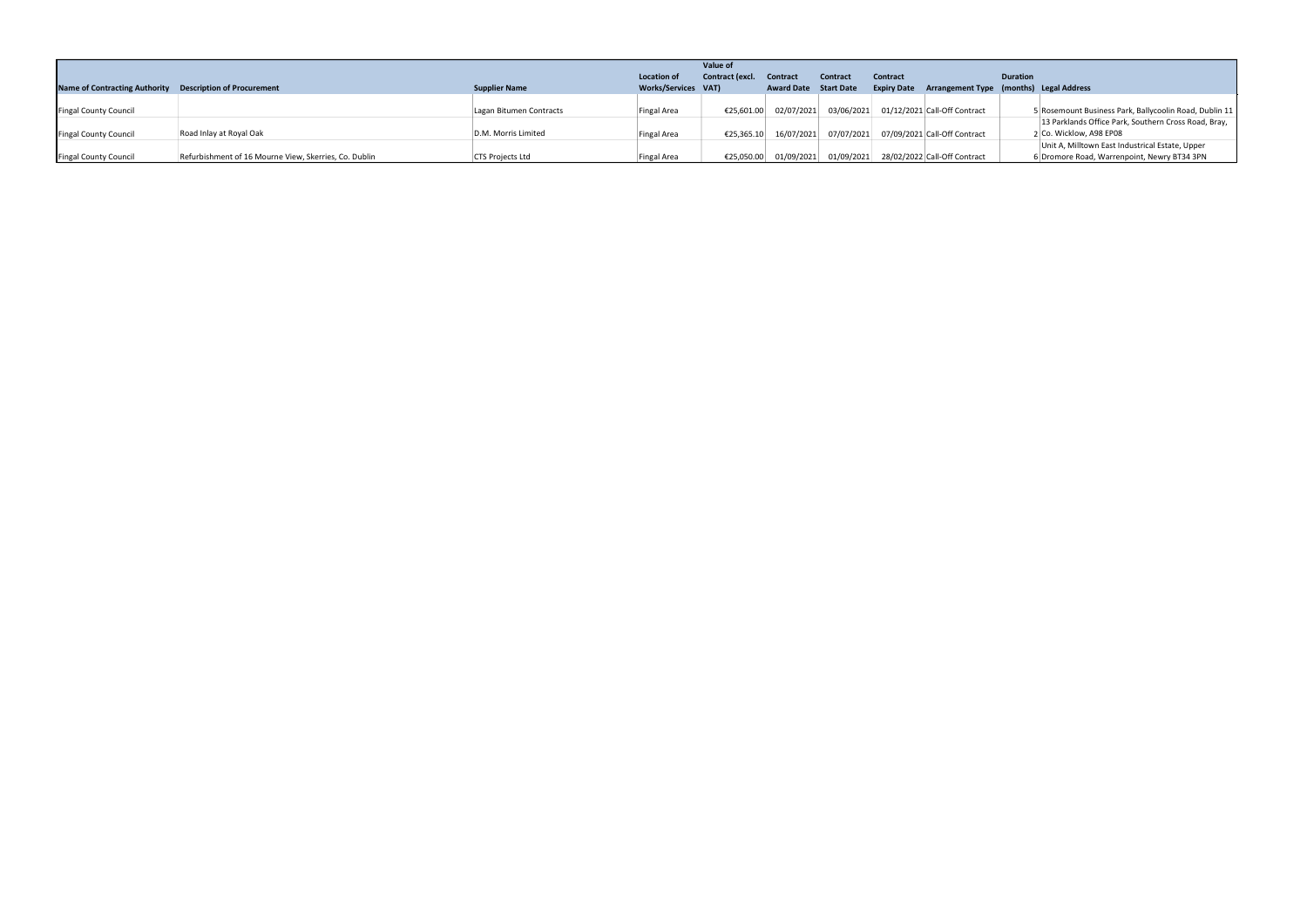| Name of Contracting Authority | Description of Procurement | Supplier Name | Location of Works/Services | Value of Contract (excl. VAT) | Contract Award Date | Contract Start Date | Contract Expiry Date | Arrangement Type | Duration (months) | Legal Address |
|---|---|---|---|---|---|---|---|---|---|---|
| Fingal County Council | | Lagan Bitumen Contracts | Fingal Area | €25,601.00 | 02/07/2021 | 03/06/2021 | 01/12/2021 | Call-Off Contract | 5 | Rosemount Business Park, Ballycoolin Road, Dublin 11 |
| Fingal County Council | Road Inlay at Royal Oak | D.M. Morris Limited | Fingal Area | €25,365.10 | 16/07/2021 | 07/07/2021 | 07/09/2021 | Call-Off Contract | 2 | 13 Parklands Office Park, Southern Cross Road, Bray, Co. Wicklow, A98 EP08 |
| Fingal County Council | Refurbishment of 16 Mourne View, Skerries, Co. Dublin | CTS Projects Ltd | Fingal Area | €25,050.00 | 01/09/2021 | 01/09/2021 | 28/02/2022 | Call-Off Contract | 6 | Unit A, Milltown East Industrical Estate, Upper Dromore Road, Warrenpoint, Newry BT34 3PN |